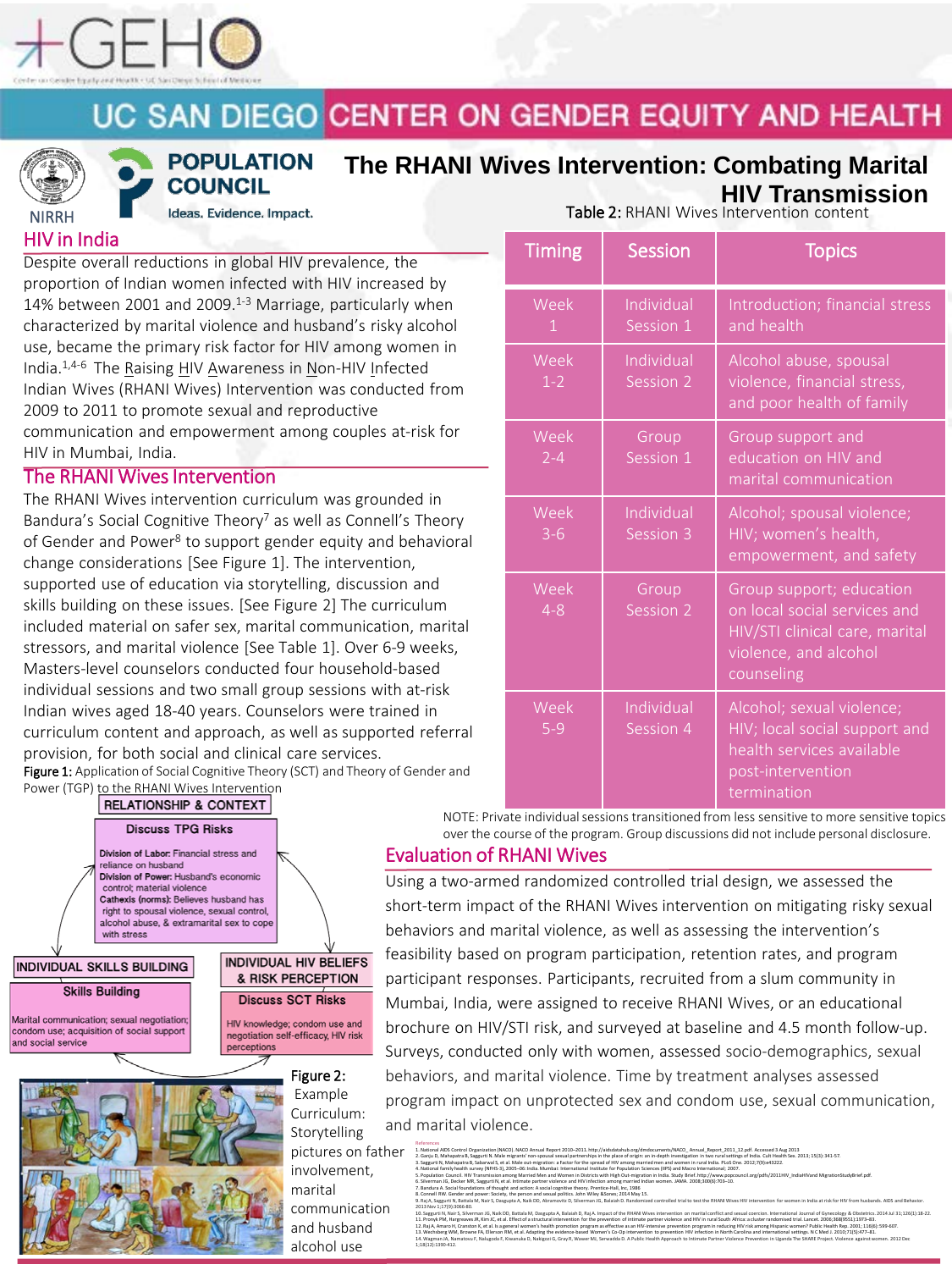# UC SAN DIEGO CENTER ON GENDER EQUITY AND HEALTH

# The RHANI Wives Intervention: Combating Marital HIV Transmission

## HIV in India

Despite overall reductions in global HIV prevalence, the proportion of Indian women infected with HIV increased by 14% between 2001 and 2009.[1-3] Marriage, particularly when characterized by marital violence and husband's risky alcohol use, became the primary risk factor for HIV among women in India.[1,4-6] The Raising HIV Awareness in Non-HIV Infected Indian Wives (RHANI Wives) Intervention was conducted from 2009 to 2011 to promote sexual and reproductive communication and empowerment among couples at-risk for HIV in Mumbai, India.

## The RHANI Wives Intervention

The RHANI Wives intervention curriculum was grounded in Bandura's Social Cognitive Theory[7] as well as Connell's Theory of Gender and Power[8] to support gender equity and behavioral change considerations [See Figure 1]. The intervention, supported use of education via storytelling, discussion and skills building on these issues. [See Figure 2] The curriculum included material on safer sex, marital communication, marital stressors, and marital violence [See Table 1]. Over 6-9 weeks, Masters-level counselors conducted four household-based individual sessions and two small group sessions with at-risk Indian wives aged 18-40 years. Counselors were trained in curriculum content and approach, as well as supported referral provision, for both social and clinical care services.

**Figure 1:** Application of Social Cognitive Theory (SCT) and Theory of Gender and Power (TGP) to the RHANI Wives Intervention

RELATIONSHIP & CONTEXT

Discuss TPG Risks

- **Division of Labor:** Financial stress and reliance on husband
- **Division of Power:** Husband's economic control; material violence
- **Cathexis (norms):** Believes husband has right to spousal violence, sexual control, alcohol abuse, & extramarital sex to cope with stress

INDIVIDUAL SKILLS BUILDING

Skills Building

Marital communication; sexual negotiation; condom use; acquisition of social support and social service

INDIVIDUAL HIV BELIEFS & RISK PERCEPTION

Discuss SCT Risks

HIV knowledge; condom use and negotiation self-efficacy, HIV risk perceptions

**Figure 2:** Example Curriculum: Storytelling pictures on father involvement, marital communication and husband alcohol use

Table 2: RHANI Wives Intervention content

| Timing | Session | Topics |
|---|---|---|
| Week 1 | Individual Session 1 | Introduction; financial stress and health |
| Week 1-2 | Individual Session 2 | Alcohol abuse, spousal violence, financial stress, and poor health of family |
| Week 2-4 | Group Session 1 | Group support and education on HIV and marital communication |
| Week 3-6 | Individual Session 3 | Alcohol; spousal violence; HIV; women's health, empowerment, and safety |
| Week 4-8 | Group Session 2 | Group support; education on local social services and HIV/STI clinical care, marital violence, and alcohol counseling |
| Week 5-9 | Individual Session 4 | Alcohol; sexual violence; HIV; local social support and health services available post-intervention termination |

NOTE: Private individual sessions transitioned from less sensitive to more sensitive topics over the course of the program. Group discussions did not include personal disclosure.

## Evaluation of RHANI Wives

Using a two-armed randomized controlled trial design, we assessed the short-term impact of the RHANI Wives intervention on mitigating risky sexual behaviors and marital violence, as well as assessing the intervention's feasibility based on program participation, retention rates, and program participant responses. Participants, recruited from a slum community in Mumbai, India, were assigned to receive RHANI Wives, or an educational brochure on HIV/STI risk, and surveyed at baseline and 4.5 month follow-up. Surveys, conducted only with women, assessed socio-demographics, sexual behaviors, and marital violence. Time by treatment analyses assessed program impact on unprotected sex and condom use, sexual communication, and marital violence.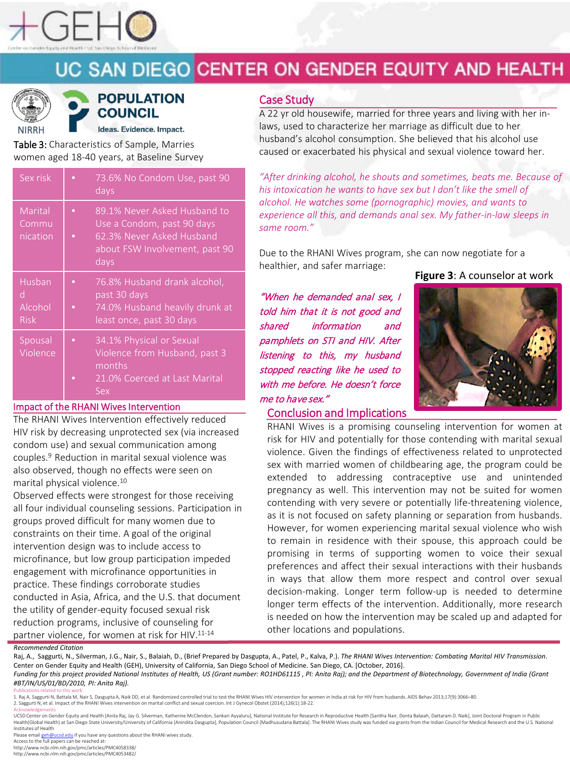# UC SAN DIEGO CENTER ON GENDER EQUITY AND HEALTH

Table 3: Characteristics of Sample, Marries women aged 18-40 years, at Baseline Survey

| | |
|---|---|
| Sex risk | • 73.6% No Condom Use, past 90 days |
| Marital Communication | • 89.1% Never Asked Husband to Use a Condom, past 90 days<br>• 62.3% Never Asked Husband about FSW Involvement, past 90 days |
| Husband Alcohol Risk | • 76.8% Husband drank alcohol, past 30 days<br>• 74.0% Husband heavily drunk at least once, past 30 days |
| Spousal Violence | • 34.1% Physical or Sexual Violence from Husband, past 3 months<br>• 21.0% Coerced at Last Marital Sex |

## Impact of the RHANI Wives Intervention

The RHANI Wives Intervention effectively reduced HIV risk by decreasing unprotected sex (via increased condom use) and sexual communication among couples.[9] Reduction in marital sexual violence was also observed, though no effects were seen on marital physical violence.[10]

Observed effects were strongest for those receiving all four individual counseling sessions. Participation in groups proved difficult for many women due to constraints on their time. A goal of the original intervention design was to include access to microfinance, but low group participation impeded engagement with microfinance opportunities in practice. These findings corroborate studies conducted in Asia, Africa, and the U.S. that document the utility of gender-equity focused sexual risk reduction programs, inclusive of counseling for partner violence, for women at risk for HIV.[11-14]

## Case Study

A 22 yr old housewife, married for three years and living with her in-laws, used to characterize her marriage as difficult due to her husband's alcohol consumption. She believed that his alcohol use caused or exacerbated his physical and sexual violence toward her.

*"After drinking alcohol, he shouts and sometimes, beats me. Because of his intoxication he wants to have sex but I don't like the smell of alcohol. He watches some (pornographic) movies, and wants to experience all this, and demands anal sex. My father-in-law sleeps in same room."*

Due to the RHANI Wives program, she can now negotiate for a healthier, and safer marriage:

*"When he demanded anal sex, I told him that it is not good and shared information and pamphlets on STI and HIV. After listening to this, my husband stopped reacting like he used to with me before. He doesn't force me to have sex."*

**Figure 3**: A counselor at work

## Conclusion and Implications

RHANI Wives is a promising counseling intervention for women at risk for HIV and potentially for those contending with marital sexual violence. Given the findings of effectiveness related to unprotected sex with married women of childbearing age, the program could be extended to addressing contraceptive use and unintended pregnancy as well. This intervention may not be suited for women contending with very severe or potentially life-threatening violence, as it is not focused on safety planning or separation from husbands. However, for women experiencing marital sexual violence who wish to remain in residence with their spouse, this approach could be promising in terms of supporting women to voice their sexual preferences and affect their sexual interactions with their husbands in ways that allow them more respect and control over sexual decision-making. Longer term follow-up is needed to determine longer term effects of the intervention. Additionally, more research is needed on how the intervention may be scaled up and adapted for other locations and populations.

*Recommended Citation*

Raj, A., Saggurti, N., Silverman, J.G., Nair, S., Balaiah, D., (Brief Prepared by Dasgupta, A., Patel, P., Kalva, P.). *The RHANI Wives Intervention: Combating Marital HIV Transmission*. Center on Gender Equity and Health (GEH), University of California, San Diego School of Medicine. San Diego, CA. [October, 2016].

*Funding for this project provided National Institutes of Health, US (Grant number: RO1HD61115 , PI: Anita Raj); and the Department of Biotechnology, Government of India (Grant #BT/IN/US/01/BD/2010, PI: Anita Raj).*

Publications related to this work:

1. Raj A, Saggurti N, Battala M, Nair S, Dasgupta A, Naik DD, et al. Randomized controlled trial to test the RHANI Wives HIV intervention for women in India at risk for HIV from husbands. AIDS Behav 2013;17(9):3066–80.
2. Saggurti N, et al. Impact of the RHANI Wives intervention on marital conflict and sexual coercion. Int J Gynecol Obstet (2014);126(1):18-22.

Acknowledgements

UCSD Center on Gender Equity and Health [Anita Raj, Jay G. Silverman, Katherine McClendon, Sankari Ayyaluru], National Institute for Research in Reproductive Health [Saritha Nair, Donta Balaiah, Dattaram D. Naik], Joint Doctoral Program in Public Health(Global Health) at San Diego State University/University of California [Anindita Dasgupta], Population Council [Madhusudana Battala]. The RHANI Wives study was funded via grants from the Indian Council for Medical Research and the U.S. National Institutes of Health

Please email geh@ucsd.edu if you have any questions about the RHANI wives study.

Access to the full papers can be reached at:

http://www.ncbi.nlm.nih.gov/pmc/articles/PMC4058338/

http://www.ncbi.nlm.nih.gov/pmc/articles/PMC4053482/